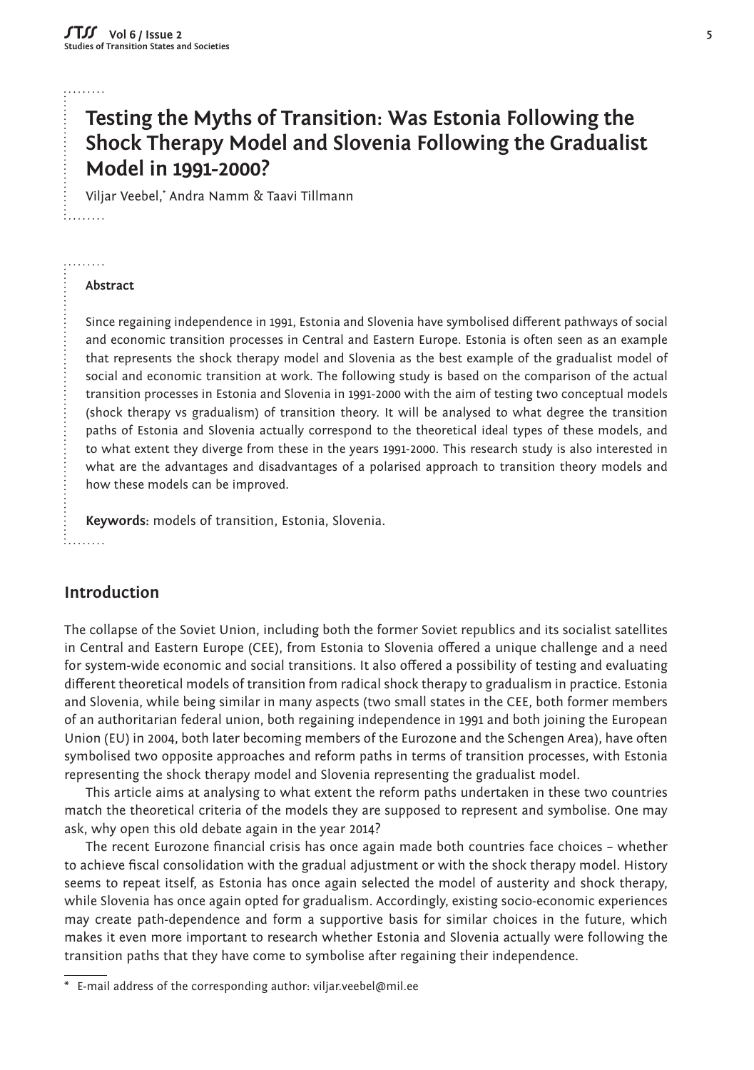# Testing the Myths of Transition: Was Estonia Following the Shock Therapy Model and Slovenia Following the Gradualist Model in 1991-2000?

Viljar Veebel,* Andra Namm & Taavi Tillmann

**Abstract**

Since regaining independence in 1991, Estonia and Slovenia have symbolised different pathways of social and economic transition processes in Central and Eastern Europe. Estonia is often seen as an example that represents the shock therapy model and Slovenia as the best example of the gradualist model of social and economic transition at work. The following study is based on the comparison of the actual transition processes in Estonia and Slovenia in 1991-2000 with the aim of testing two conceptual models (shock therapy vs gradualism) of transition theory. It will be analysed to what degree the transition paths of Estonia and Slovenia actually correspond to the theoretical ideal types of these models, and to what extent they diverge from these in the years 1991-2000. This research study is also interested in what are the advantages and disadvantages of a polarised approach to transition theory models and how these models can be improved.

**Keywords:** models of transition, Estonia, Slovenia.

## Introduction

The collapse of the Soviet Union, including both the former Soviet republics and its socialist satellites in Central and Eastern Europe (CEE), from Estonia to Slovenia offered a unique challenge and a need for system-wide economic and social transitions. It also offered a possibility of testing and evaluating different theoretical models of transition from radical shock therapy to gradualism in practice. Estonia and Slovenia, while being similar in many aspects (two small states in the CEE, both former members of an authoritarian federal union, both regaining independence in 1991 and both joining the European Union (EU) in 2004, both later becoming members of the Eurozone and the Schengen Area), have often symbolised two opposite approaches and reform paths in terms of transition processes, with Estonia representing the shock therapy model and Slovenia representing the gradualist model.

This article aims at analysing to what extent the reform paths undertaken in these two countries match the theoretical criteria of the models they are supposed to represent and symbolise. One may ask, why open this old debate again in the year 2014?

The recent Eurozone financial crisis has once again made both countries face choices – whether to achieve fiscal consolidation with the gradual adjustment or with the shock therapy model. History seems to repeat itself, as Estonia has once again selected the model of austerity and shock therapy, while Slovenia has once again opted for gradualism. Accordingly, existing socio-economic experiences may create path-dependence and form a supportive basis for similar choices in the future, which makes it even more important to research whether Estonia and Slovenia actually were following the transition paths that they have come to symbolise after regaining their independence.

---

* E-mail address of the corresponding author: viljar.veebel@mil.ee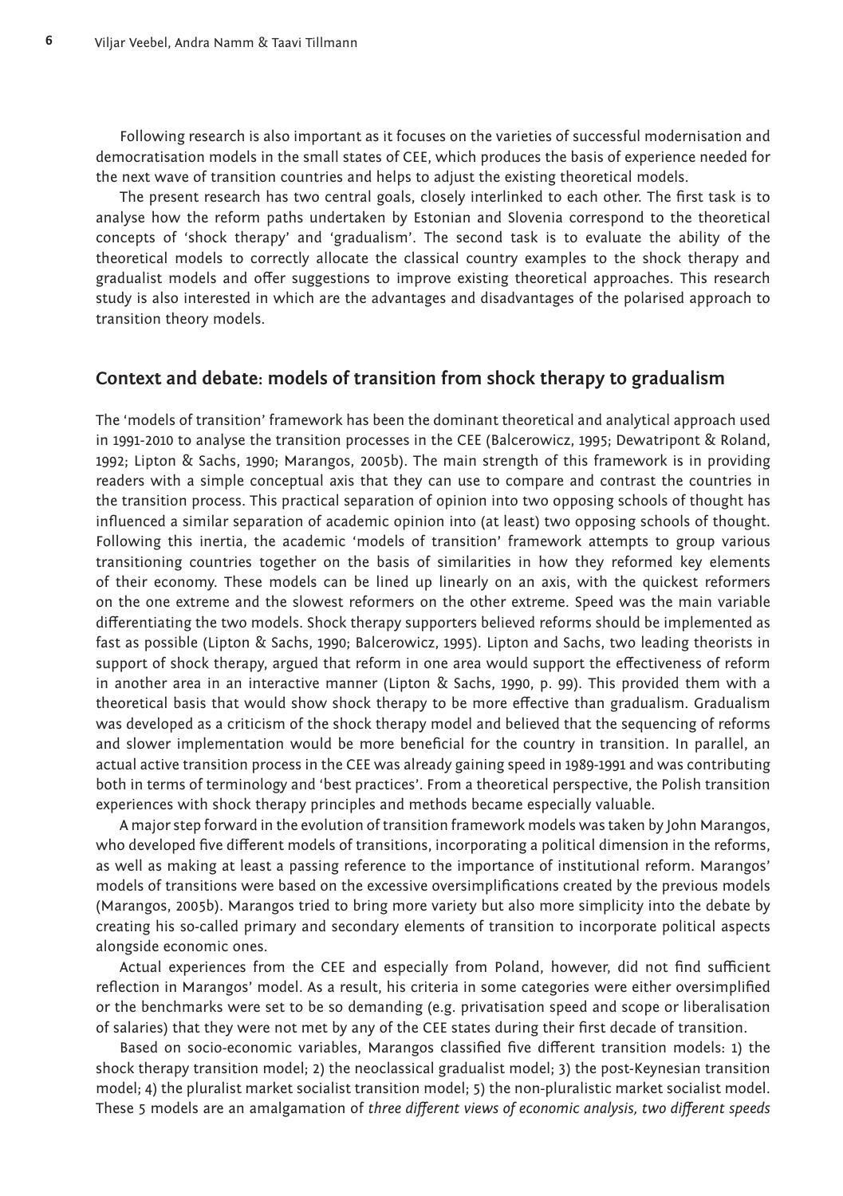Following research is also important as it focuses on the varieties of successful modernisation and democratisation models in the small states of CEE, which produces the basis of experience needed for the next wave of transition countries and helps to adjust the existing theoretical models.

The present research has two central goals, closely interlinked to each other. The first task is to analyse how the reform paths undertaken by Estonian and Slovenia correspond to the theoretical concepts of 'shock therapy' and 'gradualism'. The second task is to evaluate the ability of the theoretical models to correctly allocate the classical country examples to the shock therapy and gradualist models and offer suggestions to improve existing theoretical approaches. This research study is also interested in which are the advantages and disadvantages of the polarised approach to transition theory models.

## Context and debate: models of transition from shock therapy to gradualism

The 'models of transition' framework has been the dominant theoretical and analytical approach used in 1991-2010 to analyse the transition processes in the CEE (Balcerowicz, 1995; Dewatripont & Roland, 1992; Lipton & Sachs, 1990; Marangos, 2005b). The main strength of this framework is in providing readers with a simple conceptual axis that they can use to compare and contrast the countries in the transition process. This practical separation of opinion into two opposing schools of thought has influenced a similar separation of academic opinion into (at least) two opposing schools of thought. Following this inertia, the academic 'models of transition' framework attempts to group various transitioning countries together on the basis of similarities in how they reformed key elements of their economy. These models can be lined up linearly on an axis, with the quickest reformers on the one extreme and the slowest reformers on the other extreme. Speed was the main variable differentiating the two models. Shock therapy supporters believed reforms should be implemented as fast as possible (Lipton & Sachs, 1990; Balcerowicz, 1995). Lipton and Sachs, two leading theorists in support of shock therapy, argued that reform in one area would support the effectiveness of reform in another area in an interactive manner (Lipton & Sachs, 1990, p. 99). This provided them with a theoretical basis that would show shock therapy to be more effective than gradualism. Gradualism was developed as a criticism of the shock therapy model and believed that the sequencing of reforms and slower implementation would be more beneficial for the country in transition. In parallel, an actual active transition process in the CEE was already gaining speed in 1989-1991 and was contributing both in terms of terminology and 'best practices'. From a theoretical perspective, the Polish transition experiences with shock therapy principles and methods became especially valuable.

A major step forward in the evolution of transition framework models was taken by John Marangos, who developed five different models of transitions, incorporating a political dimension in the reforms, as well as making at least a passing reference to the importance of institutional reform. Marangos' models of transitions were based on the excessive oversimplifications created by the previous models (Marangos, 2005b). Marangos tried to bring more variety but also more simplicity into the debate by creating his so-called primary and secondary elements of transition to incorporate political aspects alongside economic ones.

Actual experiences from the CEE and especially from Poland, however, did not find sufficient reflection in Marangos' model. As a result, his criteria in some categories were either oversimplified or the benchmarks were set to be so demanding (e.g. privatisation speed and scope or liberalisation of salaries) that they were not met by any of the CEE states during their first decade of transition.

Based on socio-economic variables, Marangos classified five different transition models: 1) the shock therapy transition model; 2) the neoclassical gradualist model; 3) the post-Keynesian transition model; 4) the pluralist market socialist transition model; 5) the non-pluralistic market socialist model. These 5 models are an amalgamation of *three different views of economic analysis, two different speeds*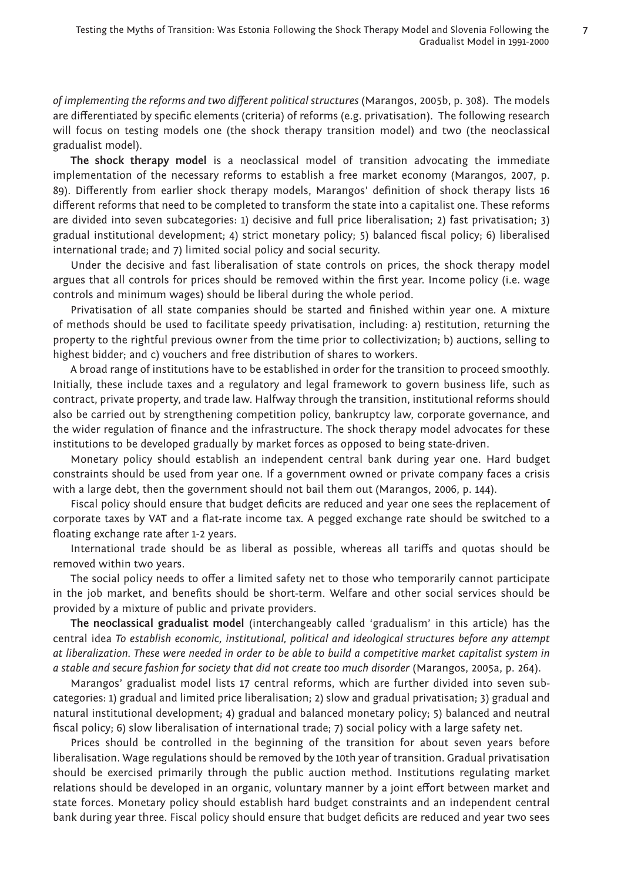*of implementing the reforms and two different political structures* (Marangos, 2005b, p. 308). The models are differentiated by specific elements (criteria) of reforms (e.g. privatisation). The following research will focus on testing models one (the shock therapy transition model) and two (the neoclassical gradualist model).

**The shock therapy model** is a neoclassical model of transition advocating the immediate implementation of the necessary reforms to establish a free market economy (Marangos, 2007, p. 89). Differently from earlier shock therapy models, Marangos' definition of shock therapy lists 16 different reforms that need to be completed to transform the state into a capitalist one. These reforms are divided into seven subcategories: 1) decisive and full price liberalisation; 2) fast privatisation; 3) gradual institutional development; 4) strict monetary policy; 5) balanced fiscal policy; 6) liberalised international trade; and 7) limited social policy and social security.

Under the decisive and fast liberalisation of state controls on prices, the shock therapy model argues that all controls for prices should be removed within the first year. Income policy (i.e. wage controls and minimum wages) should be liberal during the whole period.

Privatisation of all state companies should be started and finished within year one. A mixture of methods should be used to facilitate speedy privatisation, including: a) restitution, returning the property to the rightful previous owner from the time prior to collectivization; b) auctions, selling to highest bidder; and c) vouchers and free distribution of shares to workers.

A broad range of institutions have to be established in order for the transition to proceed smoothly. Initially, these include taxes and a regulatory and legal framework to govern business life, such as contract, private property, and trade law. Halfway through the transition, institutional reforms should also be carried out by strengthening competition policy, bankruptcy law, corporate governance, and the wider regulation of finance and the infrastructure. The shock therapy model advocates for these institutions to be developed gradually by market forces as opposed to being state-driven.

Monetary policy should establish an independent central bank during year one. Hard budget constraints should be used from year one. If a government owned or private company faces a crisis with a large debt, then the government should not bail them out (Marangos, 2006, p. 144).

Fiscal policy should ensure that budget deficits are reduced and year one sees the replacement of corporate taxes by VAT and a flat-rate income tax. A pegged exchange rate should be switched to a floating exchange rate after 1-2 years.

International trade should be as liberal as possible, whereas all tariffs and quotas should be removed within two years.

The social policy needs to offer a limited safety net to those who temporarily cannot participate in the job market, and benefits should be short-term. Welfare and other social services should be provided by a mixture of public and private providers.

**The neoclassical gradualist model** (interchangeably called 'gradualism' in this article) has the central idea *To establish economic, institutional, political and ideological structures before any attempt at liberalization. These were needed in order to be able to build a competitive market capitalist system in a stable and secure fashion for society that did not create too much disorder* (Marangos, 2005a, p. 264).

Marangos' gradualist model lists 17 central reforms, which are further divided into seven sub-categories: 1) gradual and limited price liberalisation; 2) slow and gradual privatisation; 3) gradual and natural institutional development; 4) gradual and balanced monetary policy; 5) balanced and neutral fiscal policy; 6) slow liberalisation of international trade; 7) social policy with a large safety net.

Prices should be controlled in the beginning of the transition for about seven years before liberalisation. Wage regulations should be removed by the 10th year of transition. Gradual privatisation should be exercised primarily through the public auction method. Institutions regulating market relations should be developed in an organic, voluntary manner by a joint effort between market and state forces. Monetary policy should establish hard budget constraints and an independent central bank during year three. Fiscal policy should ensure that budget deficits are reduced and year two sees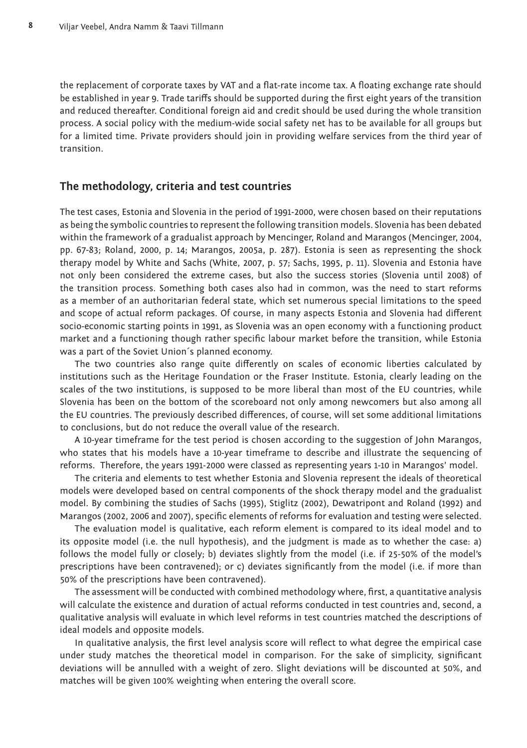the replacement of corporate taxes by VAT and a flat-rate income tax. A floating exchange rate should be established in year 9. Trade tariffs should be supported during the first eight years of the transition and reduced thereafter. Conditional foreign aid and credit should be used during the whole transition process. A social policy with the medium-wide social safety net has to be available for all groups but for a limited time. Private providers should join in providing welfare services from the third year of transition.

## The methodology, criteria and test countries

The test cases, Estonia and Slovenia in the period of 1991-2000, were chosen based on their reputations as being the symbolic countries to represent the following transition models. Slovenia has been debated within the framework of a gradualist approach by Mencinger, Roland and Marangos (Mencinger, 2004, pp. 67-83; Roland, 2000, p. 14; Marangos, 2005a, p. 287). Estonia is seen as representing the shock therapy model by White and Sachs (White, 2007, p. 57; Sachs, 1995, p. 11). Slovenia and Estonia have not only been considered the extreme cases, but also the success stories (Slovenia until 2008) of the transition process. Something both cases also had in common, was the need to start reforms as a member of an authoritarian federal state, which set numerous special limitations to the speed and scope of actual reform packages. Of course, in many aspects Estonia and Slovenia had different socio-economic starting points in 1991, as Slovenia was an open economy with a functioning product market and a functioning though rather specific labour market before the transition, while Estonia was a part of the Soviet Union´s planned economy.

The two countries also range quite differently on scales of economic liberties calculated by institutions such as the Heritage Foundation or the Fraser Institute. Estonia, clearly leading on the scales of the two institutions, is supposed to be more liberal than most of the EU countries, while Slovenia has been on the bottom of the scoreboard not only among newcomers but also among all the EU countries. The previously described differences, of course, will set some additional limitations to conclusions, but do not reduce the overall value of the research.

A 10-year timeframe for the test period is chosen according to the suggestion of John Marangos, who states that his models have a 10-year timeframe to describe and illustrate the sequencing of reforms. Therefore, the years 1991-2000 were classed as representing years 1-10 in Marangos' model.

The criteria and elements to test whether Estonia and Slovenia represent the ideals of theoretical models were developed based on central components of the shock therapy model and the gradualist model. By combining the studies of Sachs (1995), Stiglitz (2002), Dewatripont and Roland (1992) and Marangos (2002, 2006 and 2007), specific elements of reforms for evaluation and testing were selected.

The evaluation model is qualitative, each reform element is compared to its ideal model and to its opposite model (i.e. the null hypothesis), and the judgment is made as to whether the case: a) follows the model fully or closely; b) deviates slightly from the model (i.e. if 25-50% of the model's prescriptions have been contravened); or c) deviates significantly from the model (i.e. if more than 50% of the prescriptions have been contravened).

The assessment will be conducted with combined methodology where, first, a quantitative analysis will calculate the existence and duration of actual reforms conducted in test countries and, second, a qualitative analysis will evaluate in which level reforms in test countries matched the descriptions of ideal models and opposite models.

In qualitative analysis, the first level analysis score will reflect to what degree the empirical case under study matches the theoretical model in comparison. For the sake of simplicity, significant deviations will be annulled with a weight of zero. Slight deviations will be discounted at 50%, and matches will be given 100% weighting when entering the overall score.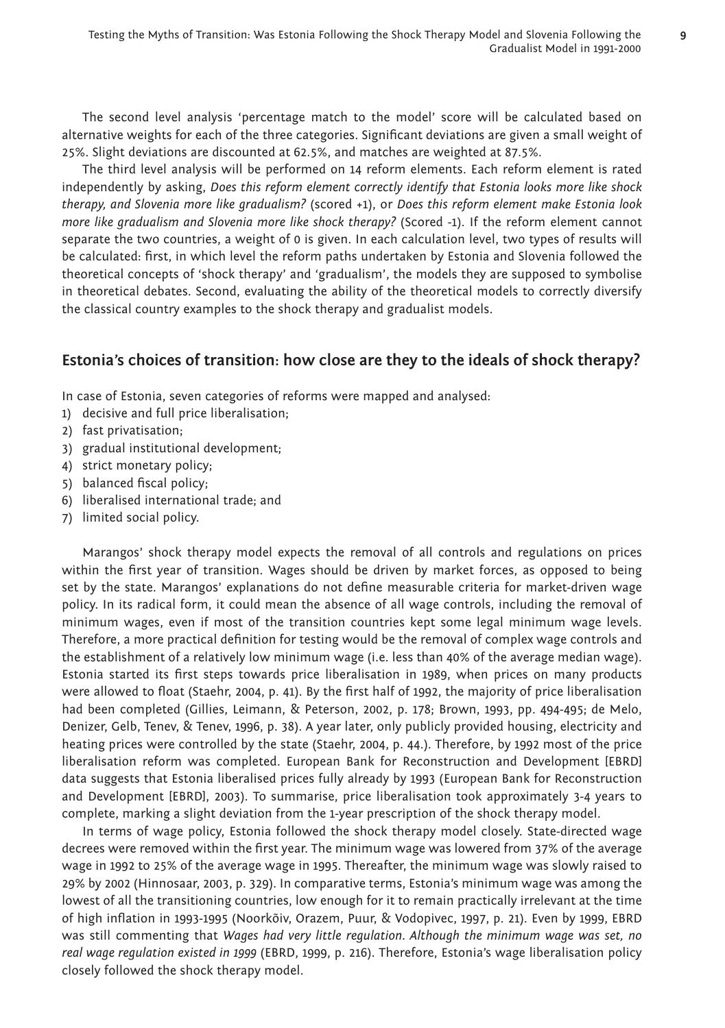The second level analysis 'percentage match to the model' score will be calculated based on alternative weights for each of the three categories. Significant deviations are given a small weight of 25%. Slight deviations are discounted at 62.5%, and matches are weighted at 87.5%.

The third level analysis will be performed on 14 reform elements. Each reform element is rated independently by asking, *Does this reform element correctly identify that Estonia looks more like shock therapy, and Slovenia more like gradualism?* (scored +1), or *Does this reform element make Estonia look more like gradualism and Slovenia more like shock therapy?* (Scored -1). If the reform element cannot separate the two countries, a weight of 0 is given. In each calculation level, two types of results will be calculated: first, in which level the reform paths undertaken by Estonia and Slovenia followed the theoretical concepts of 'shock therapy' and 'gradualism', the models they are supposed to symbolise in theoretical debates. Second, evaluating the ability of the theoretical models to correctly diversify the classical country examples to the shock therapy and gradualist models.

## Estonia's choices of transition: how close are they to the ideals of shock therapy?

In case of Estonia, seven categories of reforms were mapped and analysed:

1) decisive and full price liberalisation;
2) fast privatisation;
3) gradual institutional development;
4) strict monetary policy;
5) balanced fiscal policy;
6) liberalised international trade; and
7) limited social policy.

Marangos' shock therapy model expects the removal of all controls and regulations on prices within the first year of transition. Wages should be driven by market forces, as opposed to being set by the state. Marangos' explanations do not define measurable criteria for market-driven wage policy. In its radical form, it could mean the absence of all wage controls, including the removal of minimum wages, even if most of the transition countries kept some legal minimum wage levels. Therefore, a more practical definition for testing would be the removal of complex wage controls and the establishment of a relatively low minimum wage (i.e. less than 40% of the average median wage). Estonia started its first steps towards price liberalisation in 1989, when prices on many products were allowed to float (Staehr, 2004, p. 41). By the first half of 1992, the majority of price liberalisation had been completed (Gillies, Leimann, & Peterson, 2002, p. 178; Brown, 1993, pp. 494-495; de Melo, Denizer, Gelb, Tenev, & Tenev, 1996, p. 38). A year later, only publicly provided housing, electricity and heating prices were controlled by the state (Staehr, 2004, p. 44.). Therefore, by 1992 most of the price liberalisation reform was completed. European Bank for Reconstruction and Development [EBRD] data suggests that Estonia liberalised prices fully already by 1993 (European Bank for Reconstruction and Development [EBRD], 2003). To summarise, price liberalisation took approximately 3-4 years to complete, marking a slight deviation from the 1-year prescription of the shock therapy model.

In terms of wage policy, Estonia followed the shock therapy model closely. State-directed wage decrees were removed within the first year. The minimum wage was lowered from 37% of the average wage in 1992 to 25% of the average wage in 1995. Thereafter, the minimum wage was slowly raised to 29% by 2002 (Hinnosaar, 2003, p. 329). In comparative terms, Estonia's minimum wage was among the lowest of all the transitioning countries, low enough for it to remain practically irrelevant at the time of high inflation in 1993-1995 (Noorkõiv, Orazem, Puur, & Vodopivec, 1997, p. 21). Even by 1999, EBRD was still commenting that *Wages had very little regulation. Although the minimum wage was set, no real wage regulation existed in 1999* (EBRD, 1999, p. 216). Therefore, Estonia's wage liberalisation policy closely followed the shock therapy model.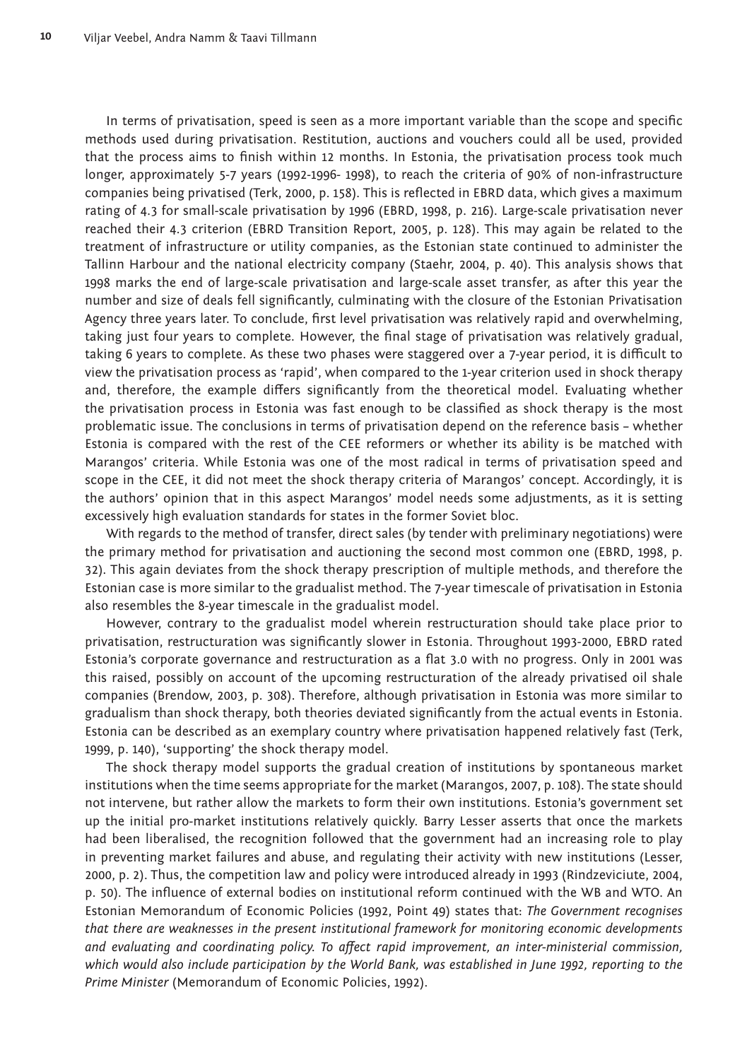In terms of privatisation, speed is seen as a more important variable than the scope and specific methods used during privatisation. Restitution, auctions and vouchers could all be used, provided that the process aims to finish within 12 months. In Estonia, the privatisation process took much longer, approximately 5-7 years (1992-1996- 1998), to reach the criteria of 90% of non-infrastructure companies being privatised (Terk, 2000, p. 158). This is reflected in EBRD data, which gives a maximum rating of 4.3 for small-scale privatisation by 1996 (EBRD, 1998, p. 216). Large-scale privatisation never reached their 4.3 criterion (EBRD Transition Report, 2005, p. 128). This may again be related to the treatment of infrastructure or utility companies, as the Estonian state continued to administer the Tallinn Harbour and the national electricity company (Staehr, 2004, p. 40). This analysis shows that 1998 marks the end of large-scale privatisation and large-scale asset transfer, as after this year the number and size of deals fell significantly, culminating with the closure of the Estonian Privatisation Agency three years later. To conclude, first level privatisation was relatively rapid and overwhelming, taking just four years to complete. However, the final stage of privatisation was relatively gradual, taking 6 years to complete. As these two phases were staggered over a 7-year period, it is difficult to view the privatisation process as 'rapid', when compared to the 1-year criterion used in shock therapy and, therefore, the example differs significantly from the theoretical model. Evaluating whether the privatisation process in Estonia was fast enough to be classified as shock therapy is the most problematic issue. The conclusions in terms of privatisation depend on the reference basis – whether Estonia is compared with the rest of the CEE reformers or whether its ability is be matched with Marangos' criteria. While Estonia was one of the most radical in terms of privatisation speed and scope in the CEE, it did not meet the shock therapy criteria of Marangos' concept. Accordingly, it is the authors' opinion that in this aspect Marangos' model needs some adjustments, as it is setting excessively high evaluation standards for states in the former Soviet bloc.

With regards to the method of transfer, direct sales (by tender with preliminary negotiations) were the primary method for privatisation and auctioning the second most common one (EBRD, 1998, p. 32). This again deviates from the shock therapy prescription of multiple methods, and therefore the Estonian case is more similar to the gradualist method. The 7-year timescale of privatisation in Estonia also resembles the 8-year timescale in the gradualist model.

However, contrary to the gradualist model wherein restructuration should take place prior to privatisation, restructuration was significantly slower in Estonia. Throughout 1993-2000, EBRD rated Estonia's corporate governance and restructuration as a flat 3.0 with no progress. Only in 2001 was this raised, possibly on account of the upcoming restructuration of the already privatised oil shale companies (Brendow, 2003, p. 308). Therefore, although privatisation in Estonia was more similar to gradualism than shock therapy, both theories deviated significantly from the actual events in Estonia. Estonia can be described as an exemplary country where privatisation happened relatively fast (Terk, 1999, p. 140), 'supporting' the shock therapy model.

The shock therapy model supports the gradual creation of institutions by spontaneous market institutions when the time seems appropriate for the market (Marangos, 2007, p. 108). The state should not intervene, but rather allow the markets to form their own institutions. Estonia's government set up the initial pro-market institutions relatively quickly. Barry Lesser asserts that once the markets had been liberalised, the recognition followed that the government had an increasing role to play in preventing market failures and abuse, and regulating their activity with new institutions (Lesser, 2000, p. 2). Thus, the competition law and policy were introduced already in 1993 (Rindzeviciute, 2004, p. 50). The influence of external bodies on institutional reform continued with the WB and WTO. An Estonian Memorandum of Economic Policies (1992, Point 49) states that: *The Government recognises that there are weaknesses in the present institutional framework for monitoring economic developments and evaluating and coordinating policy. To affect rapid improvement, an inter-ministerial commission, which would also include participation by the World Bank, was established in June 1992, reporting to the Prime Minister* (Memorandum of Economic Policies, 1992).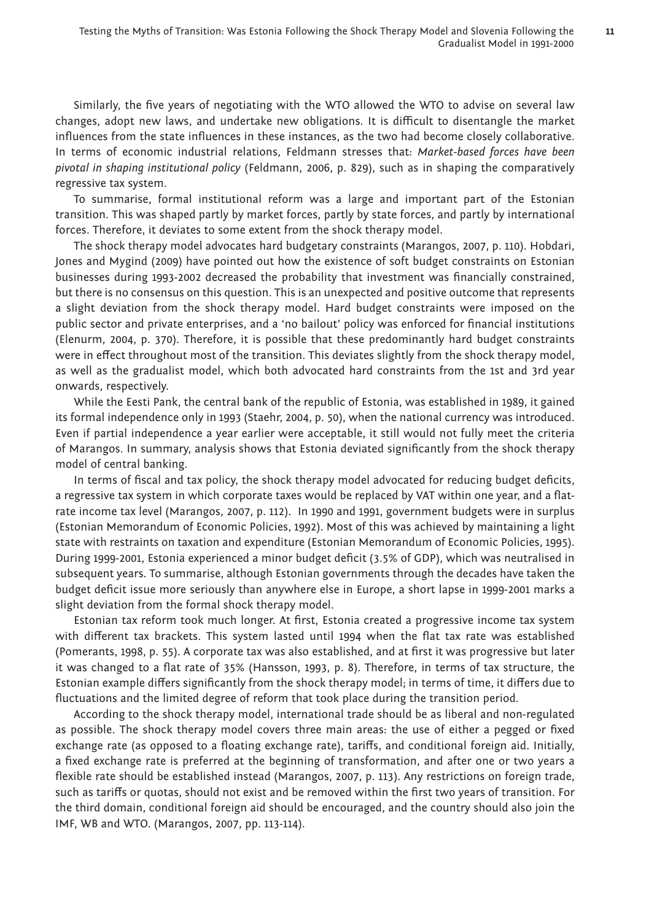Similarly, the five years of negotiating with the WTO allowed the WTO to advise on several law changes, adopt new laws, and undertake new obligations. It is difficult to disentangle the market influences from the state influences in these instances, as the two had become closely collaborative. In terms of economic industrial relations, Feldmann stresses that: *Market-based forces have been pivotal in shaping institutional policy* (Feldmann, 2006, p. 829), such as in shaping the comparatively regressive tax system.

To summarise, formal institutional reform was a large and important part of the Estonian transition. This was shaped partly by market forces, partly by state forces, and partly by international forces. Therefore, it deviates to some extent from the shock therapy model.

The shock therapy model advocates hard budgetary constraints (Marangos, 2007, p. 110). Hobdari, Jones and Mygind (2009) have pointed out how the existence of soft budget constraints on Estonian businesses during 1993-2002 decreased the probability that investment was financially constrained, but there is no consensus on this question. This is an unexpected and positive outcome that represents a slight deviation from the shock therapy model. Hard budget constraints were imposed on the public sector and private enterprises, and a 'no bailout' policy was enforced for financial institutions (Elenurm, 2004, p. 370). Therefore, it is possible that these predominantly hard budget constraints were in effect throughout most of the transition. This deviates slightly from the shock therapy model, as well as the gradualist model, which both advocated hard constraints from the 1st and 3rd year onwards, respectively.

While the Eesti Pank, the central bank of the republic of Estonia, was established in 1989, it gained its formal independence only in 1993 (Staehr, 2004, p. 50), when the national currency was introduced. Even if partial independence a year earlier were acceptable, it still would not fully meet the criteria of Marangos. In summary, analysis shows that Estonia deviated significantly from the shock therapy model of central banking.

In terms of fiscal and tax policy, the shock therapy model advocated for reducing budget deficits, a regressive tax system in which corporate taxes would be replaced by VAT within one year, and a flat-rate income tax level (Marangos, 2007, p. 112). In 1990 and 1991, government budgets were in surplus (Estonian Memorandum of Economic Policies, 1992). Most of this was achieved by maintaining a light state with restraints on taxation and expenditure (Estonian Memorandum of Economic Policies, 1995). During 1999-2001, Estonia experienced a minor budget deficit (3.5% of GDP), which was neutralised in subsequent years. To summarise, although Estonian governments through the decades have taken the budget deficit issue more seriously than anywhere else in Europe, a short lapse in 1999-2001 marks a slight deviation from the formal shock therapy model.

Estonian tax reform took much longer. At first, Estonia created a progressive income tax system with different tax brackets. This system lasted until 1994 when the flat tax rate was established (Pomerants, 1998, p. 55). A corporate tax was also established, and at first it was progressive but later it was changed to a flat rate of 35% (Hansson, 1993, p. 8). Therefore, in terms of tax structure, the Estonian example differs significantly from the shock therapy model; in terms of time, it differs due to fluctuations and the limited degree of reform that took place during the transition period.

According to the shock therapy model, international trade should be as liberal and non-regulated as possible. The shock therapy model covers three main areas: the use of either a pegged or fixed exchange rate (as opposed to a floating exchange rate), tariffs, and conditional foreign aid. Initially, a fixed exchange rate is preferred at the beginning of transformation, and after one or two years a flexible rate should be established instead (Marangos, 2007, p. 113). Any restrictions on foreign trade, such as tariffs or quotas, should not exist and be removed within the first two years of transition. For the third domain, conditional foreign aid should be encouraged, and the country should also join the IMF, WB and WTO. (Marangos, 2007, pp. 113-114).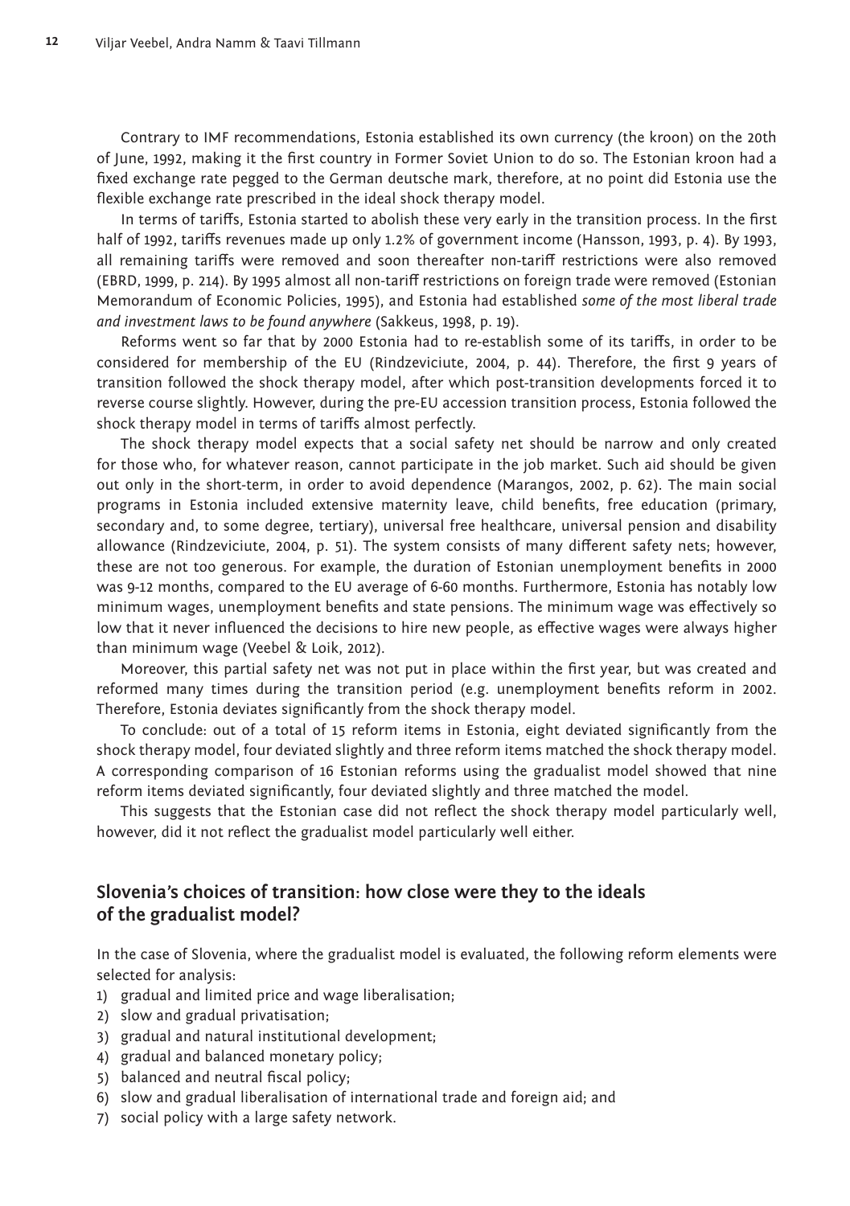Contrary to IMF recommendations, Estonia established its own currency (the kroon) on the 20th of June, 1992, making it the first country in Former Soviet Union to do so. The Estonian kroon had a fixed exchange rate pegged to the German deutsche mark, therefore, at no point did Estonia use the flexible exchange rate prescribed in the ideal shock therapy model.

In terms of tariffs, Estonia started to abolish these very early in the transition process. In the first half of 1992, tariffs revenues made up only 1.2% of government income (Hansson, 1993, p. 4). By 1993, all remaining tariffs were removed and soon thereafter non-tariff restrictions were also removed (EBRD, 1999, p. 214). By 1995 almost all non-tariff restrictions on foreign trade were removed (Estonian Memorandum of Economic Policies, 1995), and Estonia had established *some of the most liberal trade and investment laws to be found anywhere* (Sakkeus, 1998, p. 19).

Reforms went so far that by 2000 Estonia had to re-establish some of its tariffs, in order to be considered for membership of the EU (Rindzeviciute, 2004, p. 44). Therefore, the first 9 years of transition followed the shock therapy model, after which post-transition developments forced it to reverse course slightly. However, during the pre-EU accession transition process, Estonia followed the shock therapy model in terms of tariffs almost perfectly.

The shock therapy model expects that a social safety net should be narrow and only created for those who, for whatever reason, cannot participate in the job market. Such aid should be given out only in the short-term, in order to avoid dependence (Marangos, 2002, p. 62). The main social programs in Estonia included extensive maternity leave, child benefits, free education (primary, secondary and, to some degree, tertiary), universal free healthcare, universal pension and disability allowance (Rindzeviciute, 2004, p. 51). The system consists of many different safety nets; however, these are not too generous. For example, the duration of Estonian unemployment benefits in 2000 was 9-12 months, compared to the EU average of 6-60 months. Furthermore, Estonia has notably low minimum wages, unemployment benefits and state pensions. The minimum wage was effectively so low that it never influenced the decisions to hire new people, as effective wages were always higher than minimum wage (Veebel & Loik, 2012).

Moreover, this partial safety net was not put in place within the first year, but was created and reformed many times during the transition period (e.g. unemployment benefits reform in 2002. Therefore, Estonia deviates significantly from the shock therapy model.

To conclude: out of a total of 15 reform items in Estonia, eight deviated significantly from the shock therapy model, four deviated slightly and three reform items matched the shock therapy model. A corresponding comparison of 16 Estonian reforms using the gradualist model showed that nine reform items deviated significantly, four deviated slightly and three matched the model.

This suggests that the Estonian case did not reflect the shock therapy model particularly well, however, did it not reflect the gradualist model particularly well either.

## Slovenia's choices of transition: how close were they to the ideals of the gradualist model?

In the case of Slovenia, where the gradualist model is evaluated, the following reform elements were selected for analysis:

1) gradual and limited price and wage liberalisation;
2) slow and gradual privatisation;
3) gradual and natural institutional development;
4) gradual and balanced monetary policy;
5) balanced and neutral fiscal policy;
6) slow and gradual liberalisation of international trade and foreign aid; and
7) social policy with a large safety network.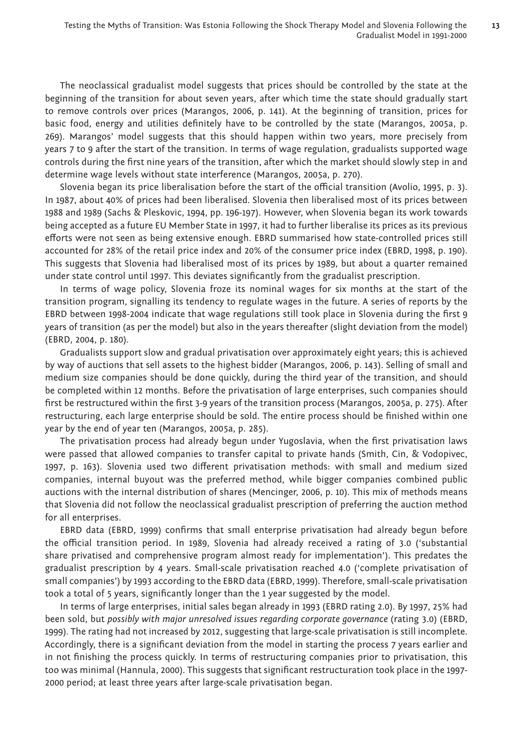The neoclassical gradualist model suggests that prices should be controlled by the state at the beginning of the transition for about seven years, after which time the state should gradually start to remove controls over prices (Marangos, 2006, p. 141). At the beginning of transition, prices for basic food, energy and utilities definitely have to be controlled by the state (Marangos, 2005a, p. 269). Marangos' model suggests that this should happen within two years, more precisely from years 7 to 9 after the start of the transition. In terms of wage regulation, gradualists supported wage controls during the first nine years of the transition, after which the market should slowly step in and determine wage levels without state interference (Marangos, 2005a, p. 270).

Slovenia began its price liberalisation before the start of the official transition (Avolio, 1995, p. 3). In 1987, about 40% of prices had been liberalised. Slovenia then liberalised most of its prices between 1988 and 1989 (Sachs & Pleskovic, 1994, pp. 196-197). However, when Slovenia began its work towards being accepted as a future EU Member State in 1997, it had to further liberalise its prices as its previous efforts were not seen as being extensive enough. EBRD summarised how state-controlled prices still accounted for 28% of the retail price index and 20% of the consumer price index (EBRD, 1998, p. 190). This suggests that Slovenia had liberalised most of its prices by 1989, but about a quarter remained under state control until 1997. This deviates significantly from the gradualist prescription.

In terms of wage policy, Slovenia froze its nominal wages for six months at the start of the transition program, signalling its tendency to regulate wages in the future. A series of reports by the EBRD between 1998-2004 indicate that wage regulations still took place in Slovenia during the first 9 years of transition (as per the model) but also in the years thereafter (slight deviation from the model) (EBRD, 2004, p. 180).

Gradualists support slow and gradual privatisation over approximately eight years; this is achieved by way of auctions that sell assets to the highest bidder (Marangos, 2006, p. 143). Selling of small and medium size companies should be done quickly, during the third year of the transition, and should be completed within 12 months. Before the privatisation of large enterprises, such companies should first be restructured within the first 3-9 years of the transition process (Marangos, 2005a, p. 275). After restructuring, each large enterprise should be sold. The entire process should be finished within one year by the end of year ten (Marangos, 2005a, p. 285).

The privatisation process had already begun under Yugoslavia, when the first privatisation laws were passed that allowed companies to transfer capital to private hands (Smith, Cin, & Vodopivec, 1997, p. 163). Slovenia used two different privatisation methods: with small and medium sized companies, internal buyout was the preferred method, while bigger companies combined public auctions with the internal distribution of shares (Mencinger, 2006, p. 10). This mix of methods means that Slovenia did not follow the neoclassical gradualist prescription of preferring the auction method for all enterprises.

EBRD data (EBRD, 1999) confirms that small enterprise privatisation had already begun before the official transition period. In 1989, Slovenia had already received a rating of 3.0 ('substantial share privatised and comprehensive program almost ready for implementation'). This predates the gradualist prescription by 4 years. Small-scale privatisation reached 4.0 ('complete privatisation of small companies') by 1993 according to the EBRD data (EBRD, 1999). Therefore, small-scale privatisation took a total of 5 years, significantly longer than the 1 year suggested by the model.

In terms of large enterprises, initial sales began already in 1993 (EBRD rating 2.0). By 1997, 25% had been sold, but *possibly with major unresolved issues regarding corporate governance* (rating 3.0) (EBRD, 1999). The rating had not increased by 2012, suggesting that large-scale privatisation is still incomplete. Accordingly, there is a significant deviation from the model in starting the process 7 years earlier and in not finishing the process quickly. In terms of restructuring companies prior to privatisation, this too was minimal (Hannula, 2000). This suggests that significant restructuration took place in the 1997-2000 period; at least three years after large-scale privatisation began.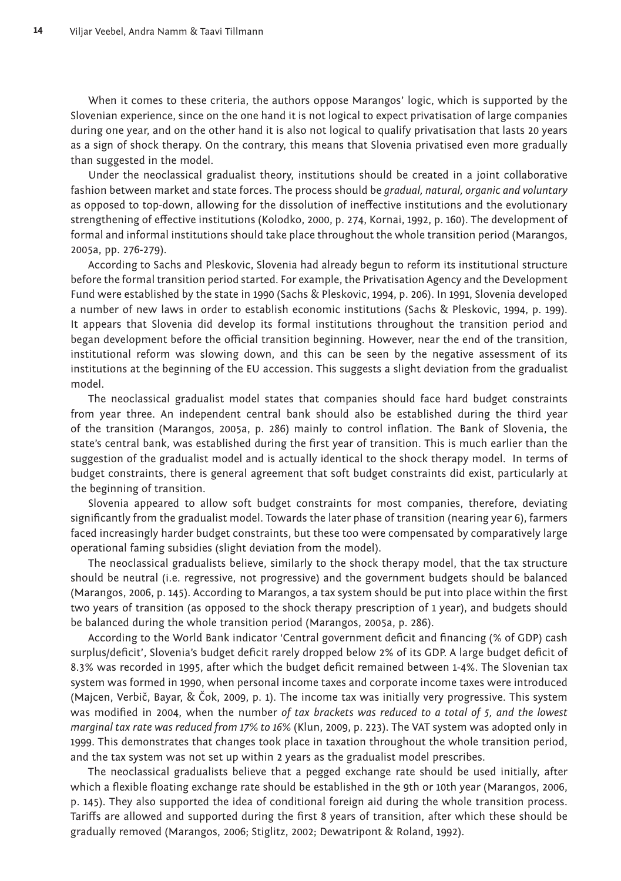When it comes to these criteria, the authors oppose Marangos' logic, which is supported by the Slovenian experience, since on the one hand it is not logical to expect privatisation of large companies during one year, and on the other hand it is also not logical to qualify privatisation that lasts 20 years as a sign of shock therapy. On the contrary, this means that Slovenia privatised even more gradually than suggested in the model.

Under the neoclassical gradualist theory, institutions should be created in a joint collaborative fashion between market and state forces. The process should be *gradual, natural, organic and voluntary* as opposed to top-down, allowing for the dissolution of ineffective institutions and the evolutionary strengthening of effective institutions (Kolodko, 2000, p. 274, Kornai, 1992, p. 160). The development of formal and informal institutions should take place throughout the whole transition period (Marangos, 2005a, pp. 276-279).

According to Sachs and Pleskovic, Slovenia had already begun to reform its institutional structure before the formal transition period started. For example, the Privatisation Agency and the Development Fund were established by the state in 1990 (Sachs & Pleskovic, 1994, p. 206). In 1991, Slovenia developed a number of new laws in order to establish economic institutions (Sachs & Pleskovic, 1994, p. 199). It appears that Slovenia did develop its formal institutions throughout the transition period and began development before the official transition beginning. However, near the end of the transition, institutional reform was slowing down, and this can be seen by the negative assessment of its institutions at the beginning of the EU accession. This suggests a slight deviation from the gradualist model.

The neoclassical gradualist model states that companies should face hard budget constraints from year three. An independent central bank should also be established during the third year of the transition (Marangos, 2005a, p. 286) mainly to control inflation. The Bank of Slovenia, the state's central bank, was established during the first year of transition. This is much earlier than the suggestion of the gradualist model and is actually identical to the shock therapy model. In terms of budget constraints, there is general agreement that soft budget constraints did exist, particularly at the beginning of transition.

Slovenia appeared to allow soft budget constraints for most companies, therefore, deviating significantly from the gradualist model. Towards the later phase of transition (nearing year 6), farmers faced increasingly harder budget constraints, but these too were compensated by comparatively large operational faming subsidies (slight deviation from the model).

The neoclassical gradualists believe, similarly to the shock therapy model, that the tax structure should be neutral (i.e. regressive, not progressive) and the government budgets should be balanced (Marangos, 2006, p. 145). According to Marangos, a tax system should be put into place within the first two years of transition (as opposed to the shock therapy prescription of 1 year), and budgets should be balanced during the whole transition period (Marangos, 2005a, p. 286).

According to the World Bank indicator 'Central government deficit and financing (% of GDP) cash surplus/deficit', Slovenia's budget deficit rarely dropped below 2% of its GDP. A large budget deficit of 8.3% was recorded in 1995, after which the budget deficit remained between 1-4%. The Slovenian tax system was formed in 1990, when personal income taxes and corporate income taxes were introduced (Majcen, Verbič, Bayar, & Čok, 2009, p. 1). The income tax was initially very progressive. This system was modified in 2004, when the number *of tax brackets was reduced to a total of 5, and the lowest marginal tax rate was reduced from 17% to 16%* (Klun, 2009, p. 223). The VAT system was adopted only in 1999. This demonstrates that changes took place in taxation throughout the whole transition period, and the tax system was not set up within 2 years as the gradualist model prescribes.

The neoclassical gradualists believe that a pegged exchange rate should be used initially, after which a flexible floating exchange rate should be established in the 9th or 10th year (Marangos, 2006, p. 145). They also supported the idea of conditional foreign aid during the whole transition process. Tariffs are allowed and supported during the first 8 years of transition, after which these should be gradually removed (Marangos, 2006; Stiglitz, 2002; Dewatripont & Roland, 1992).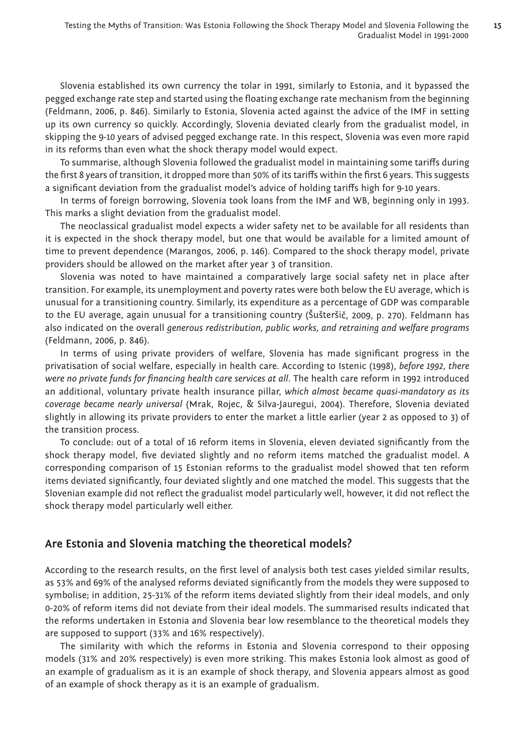Slovenia established its own currency the tolar in 1991, similarly to Estonia, and it bypassed the pegged exchange rate step and started using the floating exchange rate mechanism from the beginning (Feldmann, 2006, p. 846). Similarly to Estonia, Slovenia acted against the advice of the IMF in setting up its own currency so quickly. Accordingly, Slovenia deviated clearly from the gradualist model, in skipping the 9-10 years of advised pegged exchange rate. In this respect, Slovenia was even more rapid in its reforms than even what the shock therapy model would expect.

To summarise, although Slovenia followed the gradualist model in maintaining some tariffs during the first 8 years of transition, it dropped more than 50% of its tariffs within the first 6 years. This suggests a significant deviation from the gradualist model's advice of holding tariffs high for 9-10 years.

In terms of foreign borrowing, Slovenia took loans from the IMF and WB, beginning only in 1993. This marks a slight deviation from the gradualist model.

The neoclassical gradualist model expects a wider safety net to be available for all residents than it is expected in the shock therapy model, but one that would be available for a limited amount of time to prevent dependence (Marangos, 2006, p. 146). Compared to the shock therapy model, private providers should be allowed on the market after year 3 of transition.

Slovenia was noted to have maintained a comparatively large social safety net in place after transition. For example, its unemployment and poverty rates were both below the EU average, which is unusual for a transitioning country. Similarly, its expenditure as a percentage of GDP was comparable to the EU average, again unusual for a transitioning country (Šušteršič, 2009, p. 270). Feldmann has also indicated on the overall *generous redistribution, public works, and retraining and welfare programs* (Feldmann, 2006, p. 846).

In terms of using private providers of welfare, Slovenia has made significant progress in the privatisation of social welfare, especially in health care. According to Istenic (1998), *before 1992, there were no private funds for financing health care services at all*. The health care reform in 1992 introduced an additional, voluntary private health insurance pillar, *which almost became quasi-mandatory as its coverage became nearly universal* (Mrak, Rojec, & Silva-Jauregui, 2004). Therefore, Slovenia deviated slightly in allowing its private providers to enter the market a little earlier (year 2 as opposed to 3) of the transition process.

To conclude: out of a total of 16 reform items in Slovenia, eleven deviated significantly from the shock therapy model, five deviated slightly and no reform items matched the gradualist model. A corresponding comparison of 15 Estonian reforms to the gradualist model showed that ten reform items deviated significantly, four deviated slightly and one matched the model. This suggests that the Slovenian example did not reflect the gradualist model particularly well, however, it did not reflect the shock therapy model particularly well either.

## Are Estonia and Slovenia matching the theoretical models?

According to the research results, on the first level of analysis both test cases yielded similar results, as 53% and 69% of the analysed reforms deviated significantly from the models they were supposed to symbolise; in addition, 25-31% of the reform items deviated slightly from their ideal models, and only 0-20% of reform items did not deviate from their ideal models. The summarised results indicated that the reforms undertaken in Estonia and Slovenia bear low resemblance to the theoretical models they are supposed to support (33% and 16% respectively).

The similarity with which the reforms in Estonia and Slovenia correspond to their opposing models (31% and 20% respectively) is even more striking. This makes Estonia look almost as good of an example of gradualism as it is an example of shock therapy, and Slovenia appears almost as good of an example of shock therapy as it is an example of gradualism.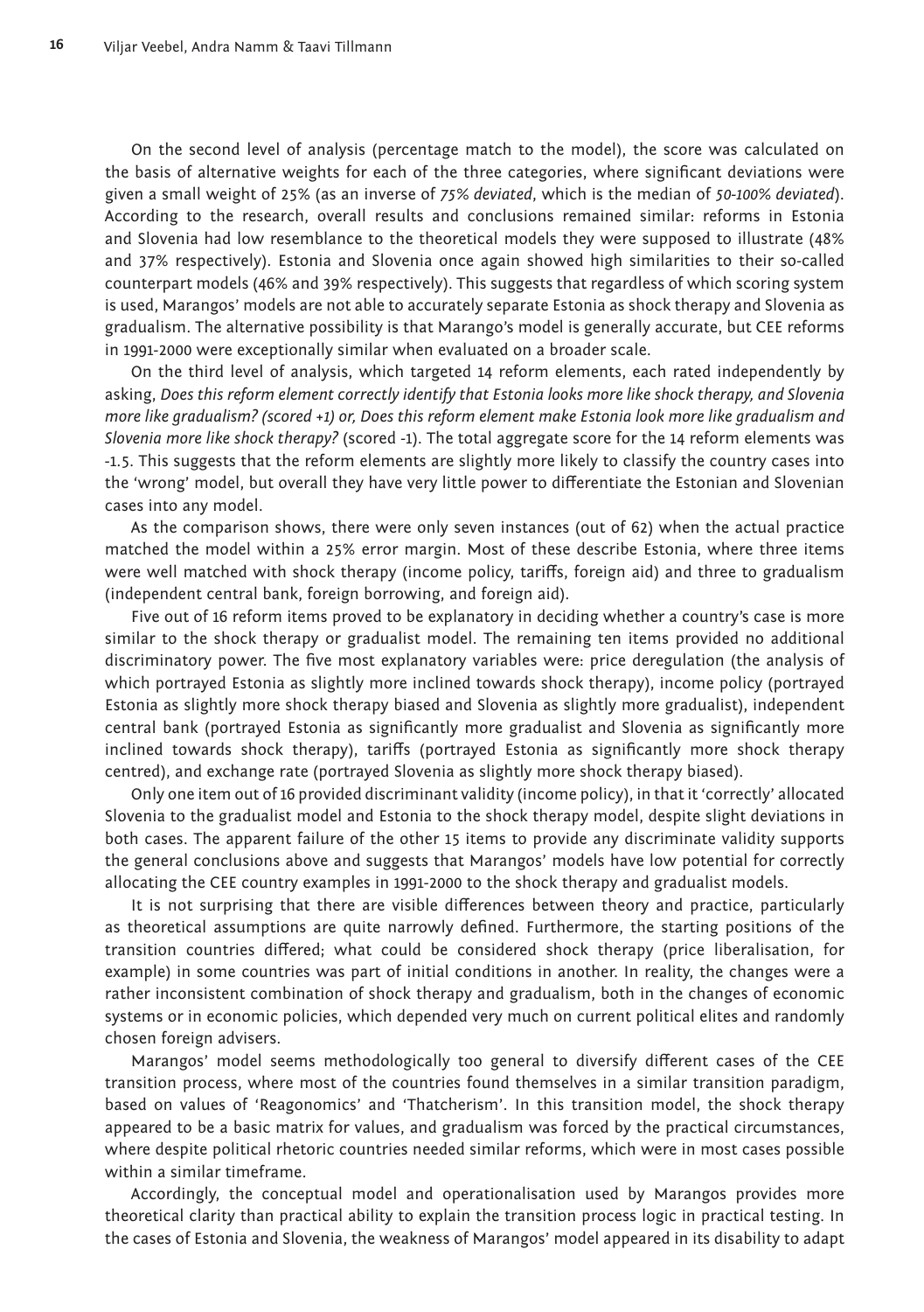On the second level of analysis (percentage match to the model), the score was calculated on the basis of alternative weights for each of the three categories, where significant deviations were given a small weight of 25% (as an inverse of *75% deviated*, which is the median of *50-100% deviated*). According to the research, overall results and conclusions remained similar: reforms in Estonia and Slovenia had low resemblance to the theoretical models they were supposed to illustrate (48% and 37% respectively). Estonia and Slovenia once again showed high similarities to their so-called counterpart models (46% and 39% respectively). This suggests that regardless of which scoring system is used, Marangos' models are not able to accurately separate Estonia as shock therapy and Slovenia as gradualism. The alternative possibility is that Marango's model is generally accurate, but CEE reforms in 1991-2000 were exceptionally similar when evaluated on a broader scale.

On the third level of analysis, which targeted 14 reform elements, each rated independently by asking, *Does this reform element correctly identify that Estonia looks more like shock therapy, and Slovenia more like gradualism? (scored +1) or, Does this reform element make Estonia look more like gradualism and Slovenia more like shock therapy?* (scored -1). The total aggregate score for the 14 reform elements was -1.5. This suggests that the reform elements are slightly more likely to classify the country cases into the 'wrong' model, but overall they have very little power to differentiate the Estonian and Slovenian cases into any model.

As the comparison shows, there were only seven instances (out of 62) when the actual practice matched the model within a 25% error margin. Most of these describe Estonia, where three items were well matched with shock therapy (income policy, tariffs, foreign aid) and three to gradualism (independent central bank, foreign borrowing, and foreign aid).

Five out of 16 reform items proved to be explanatory in deciding whether a country's case is more similar to the shock therapy or gradualist model. The remaining ten items provided no additional discriminatory power. The five most explanatory variables were: price deregulation (the analysis of which portrayed Estonia as slightly more inclined towards shock therapy), income policy (portrayed Estonia as slightly more shock therapy biased and Slovenia as slightly more gradualist), independent central bank (portrayed Estonia as significantly more gradualist and Slovenia as significantly more inclined towards shock therapy), tariffs (portrayed Estonia as significantly more shock therapy centred), and exchange rate (portrayed Slovenia as slightly more shock therapy biased).

Only one item out of 16 provided discriminant validity (income policy), in that it 'correctly' allocated Slovenia to the gradualist model and Estonia to the shock therapy model, despite slight deviations in both cases. The apparent failure of the other 15 items to provide any discriminate validity supports the general conclusions above and suggests that Marangos' models have low potential for correctly allocating the CEE country examples in 1991-2000 to the shock therapy and gradualist models.

It is not surprising that there are visible differences between theory and practice, particularly as theoretical assumptions are quite narrowly defined. Furthermore, the starting positions of the transition countries differed; what could be considered shock therapy (price liberalisation, for example) in some countries was part of initial conditions in another. In reality, the changes were a rather inconsistent combination of shock therapy and gradualism, both in the changes of economic systems or in economic policies, which depended very much on current political elites and randomly chosen foreign advisers.

Marangos' model seems methodologically too general to diversify different cases of the CEE transition process, where most of the countries found themselves in a similar transition paradigm, based on values of 'Reagonomics' and 'Thatcherism'. In this transition model, the shock therapy appeared to be a basic matrix for values, and gradualism was forced by the practical circumstances, where despite political rhetoric countries needed similar reforms, which were in most cases possible within a similar timeframe.

Accordingly, the conceptual model and operationalisation used by Marangos provides more theoretical clarity than practical ability to explain the transition process logic in practical testing. In the cases of Estonia and Slovenia, the weakness of Marangos' model appeared in its disability to adapt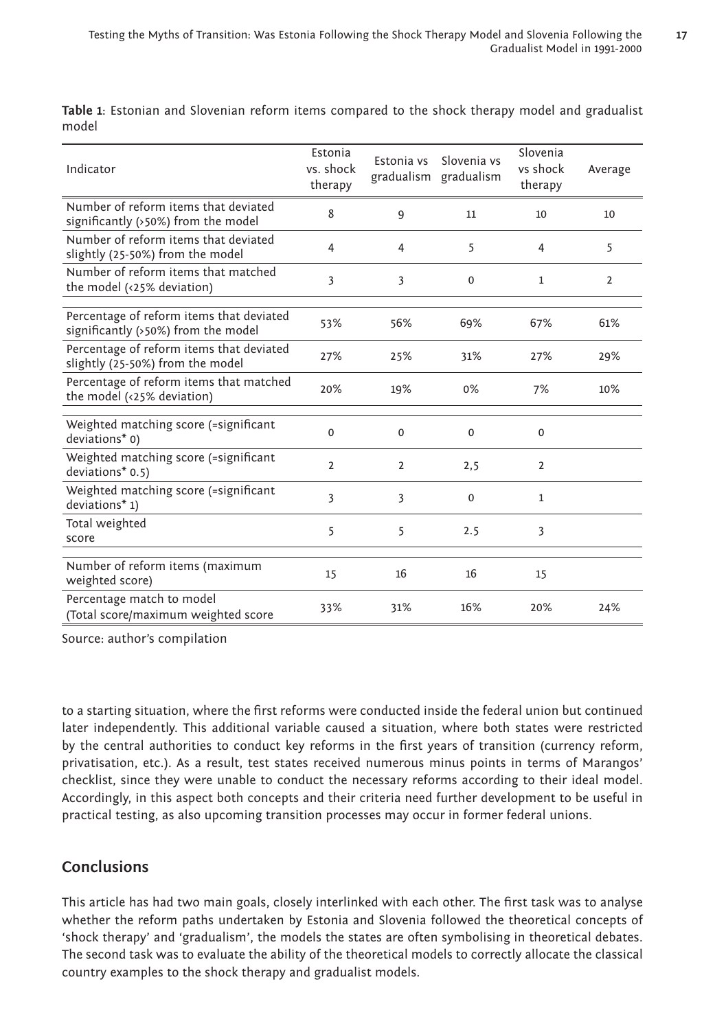**Table 1**: Estonian and Slovenian reform items compared to the shock therapy model and gradualist model

| Indicator | Estonia vs. shock therapy | Estonia vs gradualism | Slovenia vs gradualism | Slovenia vs shock therapy | Average |
|---|---|---|---|---|---|
| Number of reform items that deviated significantly (>50%) from the model | 8 | 9 | 11 | 10 | 10 |
| Number of reform items that deviated slightly (25-50%) from the model | 4 | 4 | 5 | 4 | 5 |
| Number of reform items that matched the model (<25% deviation) | 3 | 3 | 0 | 1 | 2 |
| Percentage of reform items that deviated significantly (>50%) from the model | 53% | 56% | 69% | 67% | 61% |
| Percentage of reform items that deviated slightly (25-50%) from the model | 27% | 25% | 31% | 27% | 29% |
| Percentage of reform items that matched the model (<25% deviation) | 20% | 19% | 0% | 7% | 10% |
| Weighted matching score (=significant deviations* 0) | 0 | 0 | 0 | 0 | |
| Weighted matching score (=significant deviations* 0.5) | 2 | 2 | 2,5 | 2 | |
| Weighted matching score (=significant deviations* 1) | 3 | 3 | 0 | 1 | |
| Total weighted score | 5 | 5 | 2.5 | 3 | |
| Number of reform items (maximum weighted score) | 15 | 16 | 16 | 15 | |
| Percentage match to model (Total score/maximum weighted score | 33% | 31% | 16% | 20% | 24% |

Source: author's compilation

to a starting situation, where the first reforms were conducted inside the federal union but continued later independently. This additional variable caused a situation, where both states were restricted by the central authorities to conduct key reforms in the first years of transition (currency reform, privatisation, etc.). As a result, test states received numerous minus points in terms of Marangos' checklist, since they were unable to conduct the necessary reforms according to their ideal model. Accordingly, in this aspect both concepts and their criteria need further development to be useful in practical testing, as also upcoming transition processes may occur in former federal unions.

## Conclusions

This article has had two main goals, closely interlinked with each other. The first task was to analyse whether the reform paths undertaken by Estonia and Slovenia followed the theoretical concepts of 'shock therapy' and 'gradualism', the models the states are often symbolising in theoretical debates. The second task was to evaluate the ability of the theoretical models to correctly allocate the classical country examples to the shock therapy and gradualist models.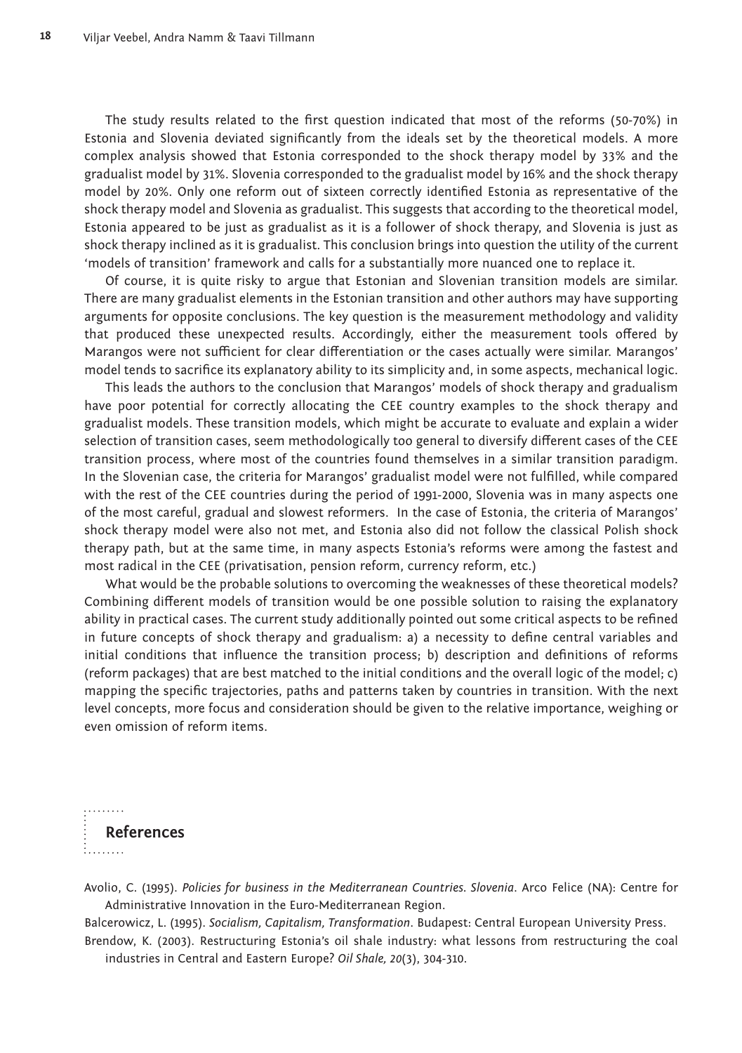The study results related to the first question indicated that most of the reforms (50-70%) in Estonia and Slovenia deviated significantly from the ideals set by the theoretical models. A more complex analysis showed that Estonia corresponded to the shock therapy model by 33% and the gradualist model by 31%. Slovenia corresponded to the gradualist model by 16% and the shock therapy model by 20%. Only one reform out of sixteen correctly identified Estonia as representative of the shock therapy model and Slovenia as gradualist. This suggests that according to the theoretical model, Estonia appeared to be just as gradualist as it is a follower of shock therapy, and Slovenia is just as shock therapy inclined as it is gradualist. This conclusion brings into question the utility of the current 'models of transition' framework and calls for a substantially more nuanced one to replace it.

Of course, it is quite risky to argue that Estonian and Slovenian transition models are similar. There are many gradualist elements in the Estonian transition and other authors may have supporting arguments for opposite conclusions. The key question is the measurement methodology and validity that produced these unexpected results. Accordingly, either the measurement tools offered by Marangos were not sufficient for clear differentiation or the cases actually were similar. Marangos' model tends to sacrifice its explanatory ability to its simplicity and, in some aspects, mechanical logic.

This leads the authors to the conclusion that Marangos' models of shock therapy and gradualism have poor potential for correctly allocating the CEE country examples to the shock therapy and gradualist models. These transition models, which might be accurate to evaluate and explain a wider selection of transition cases, seem methodologically too general to diversify different cases of the CEE transition process, where most of the countries found themselves in a similar transition paradigm. In the Slovenian case, the criteria for Marangos' gradualist model were not fulfilled, while compared with the rest of the CEE countries during the period of 1991-2000, Slovenia was in many aspects one of the most careful, gradual and slowest reformers. In the case of Estonia, the criteria of Marangos' shock therapy model were also not met, and Estonia also did not follow the classical Polish shock therapy path, but at the same time, in many aspects Estonia's reforms were among the fastest and most radical in the CEE (privatisation, pension reform, currency reform, etc.)

What would be the probable solutions to overcoming the weaknesses of these theoretical models? Combining different models of transition would be one possible solution to raising the explanatory ability in practical cases. The current study additionally pointed out some critical aspects to be refined in future concepts of shock therapy and gradualism: a) a necessity to define central variables and initial conditions that influence the transition process; b) description and definitions of reforms (reform packages) that are best matched to the initial conditions and the overall logic of the model; c) mapping the specific trajectories, paths and patterns taken by countries in transition. With the next level concepts, more focus and consideration should be given to the relative importance, weighing or even omission of reform items.

## References

Avolio, C. (1995). *Policies for business in the Mediterranean Countries. Slovenia*. Arco Felice (NA): Centre for Administrative Innovation in the Euro-Mediterranean Region.

Balcerowicz, L. (1995). *Socialism, Capitalism, Transformation*. Budapest: Central European University Press.

Brendow, K. (2003). Restructuring Estonia's oil shale industry: what lessons from restructuring the coal industries in Central and Eastern Europe? *Oil Shale, 20*(3), 304-310.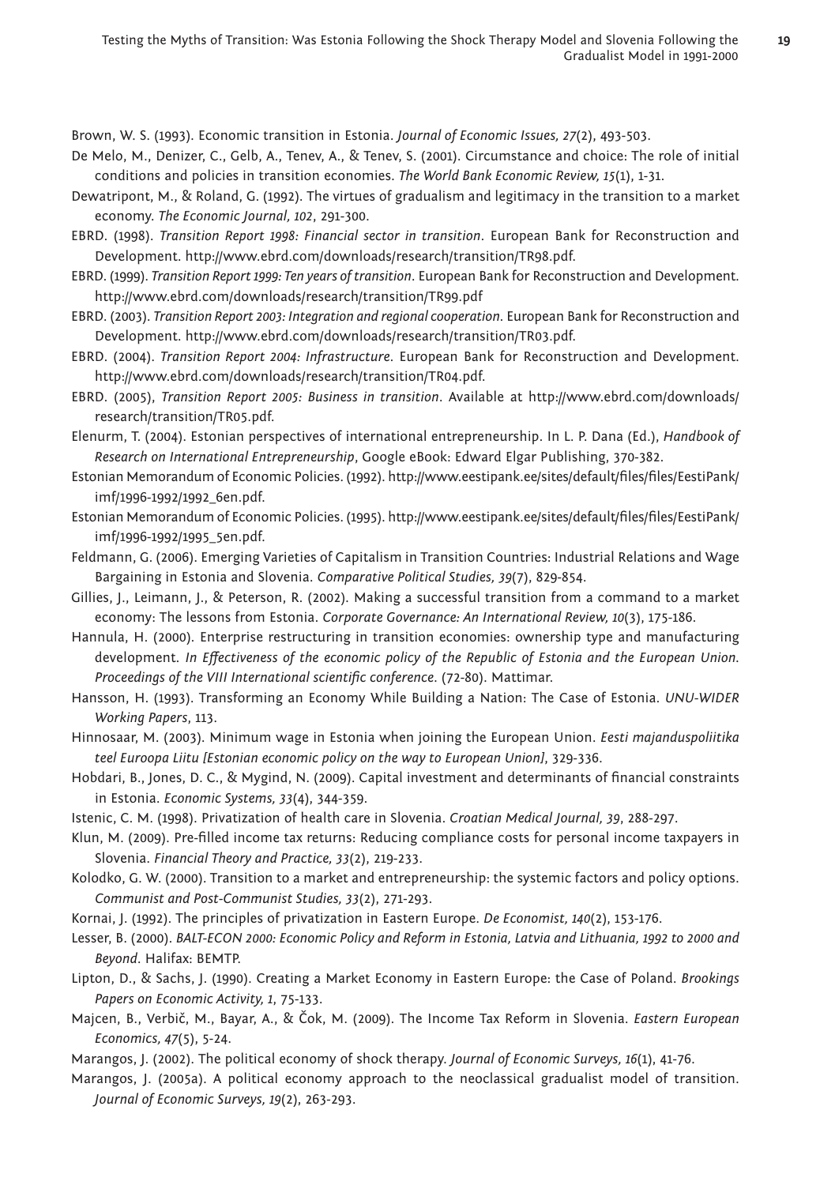Brown, W. S. (1993). Economic transition in Estonia. *Journal of Economic Issues, 27*(2), 493-503.

De Melo, M., Denizer, C., Gelb, A., Tenev, A., & Tenev, S. (2001). Circumstance and choice: The role of initial conditions and policies in transition economies. *The World Bank Economic Review, 15*(1), 1-31.

Dewatripont, M., & Roland, G. (1992). The virtues of gradualism and legitimacy in the transition to a market economy. *The Economic Journal, 102*, 291-300.

EBRD. (1998). *Transition Report 1998: Financial sector in transition*. European Bank for Reconstruction and Development. http://www.ebrd.com/downloads/research/transition/TR98.pdf.

EBRD. (1999). *Transition Report 1999: Ten years of transition*. European Bank for Reconstruction and Development. http://www.ebrd.com/downloads/research/transition/TR99.pdf

EBRD. (2003). *Transition Report 2003: Integration and regional cooperation*. European Bank for Reconstruction and Development. http://www.ebrd.com/downloads/research/transition/TR03.pdf.

EBRD. (2004). *Transition Report 2004: Infrastructure*. European Bank for Reconstruction and Development. http://www.ebrd.com/downloads/research/transition/TR04.pdf.

EBRD. (2005), *Transition Report 2005: Business in transition*. Available at http://www.ebrd.com/downloads/research/transition/TR05.pdf.

Elenurm, T. (2004). Estonian perspectives of international entrepreneurship. In L. P. Dana (Ed.), *Handbook of Research on International Entrepreneurship*, Google eBook: Edward Elgar Publishing, 370-382.

Estonian Memorandum of Economic Policies. (1992). http://www.eestipank.ee/sites/default/files/files/EestiPank/imf/1996-1992/1992_6en.pdf.

Estonian Memorandum of Economic Policies. (1995). http://www.eestipank.ee/sites/default/files/files/EestiPank/imf/1996-1992/1995_5en.pdf.

Feldmann, G. (2006). Emerging Varieties of Capitalism in Transition Countries: Industrial Relations and Wage Bargaining in Estonia and Slovenia. *Comparative Political Studies, 39*(7), 829-854.

Gillies, J., Leimann, J., & Peterson, R. (2002). Making a successful transition from a command to a market economy: The lessons from Estonia. *Corporate Governance: An International Review, 10*(3), 175-186.

Hannula, H. (2000). Enterprise restructuring in transition economies: ownership type and manufacturing development. *In Effectiveness of the economic policy of the Republic of Estonia and the European Union. Proceedings of the VIII International scientific conference*. (72-80). Mattimar.

Hansson, H. (1993). Transforming an Economy While Building a Nation: The Case of Estonia. *UNU-WIDER Working Papers*, 113.

Hinnosaar, M. (2003). Minimum wage in Estonia when joining the European Union. *Eesti majanduspoliitika teel Euroopa Liitu [Estonian economic policy on the way to European Union]*, 329-336.

Hobdari, B., Jones, D. C., & Mygind, N. (2009). Capital investment and determinants of financial constraints in Estonia. *Economic Systems, 33*(4), 344-359.

Istenic, C. M. (1998). Privatization of health care in Slovenia. *Croatian Medical Journal, 39*, 288-297.

Klun, M. (2009). Pre-filled income tax returns: Reducing compliance costs for personal income taxpayers in Slovenia. *Financial Theory and Practice, 33*(2), 219-233.

Kolodko, G. W. (2000). Transition to a market and entrepreneurship: the systemic factors and policy options. *Communist and Post-Communist Studies, 33*(2), 271-293.

Kornai, J. (1992). The principles of privatization in Eastern Europe. *De Economist, 140*(2), 153-176.

Lesser, B. (2000). *BALT-ECON 2000: Economic Policy and Reform in Estonia, Latvia and Lithuania, 1992 to 2000 and Beyond*. Halifax: BEMTP.

Lipton, D., & Sachs, J. (1990). Creating a Market Economy in Eastern Europe: the Case of Poland. *Brookings Papers on Economic Activity, 1*, 75-133.

Majcen, B., Verbič, M., Bayar, A., & Čok, M. (2009). The Income Tax Reform in Slovenia. *Eastern European Economics, 47*(5), 5-24.

Marangos, J. (2002). The political economy of shock therapy. *Journal of Economic Surveys, 16*(1), 41-76.

Marangos, J. (2005a). A political economy approach to the neoclassical gradualist model of transition. *Journal of Economic Surveys, 19*(2), 263-293.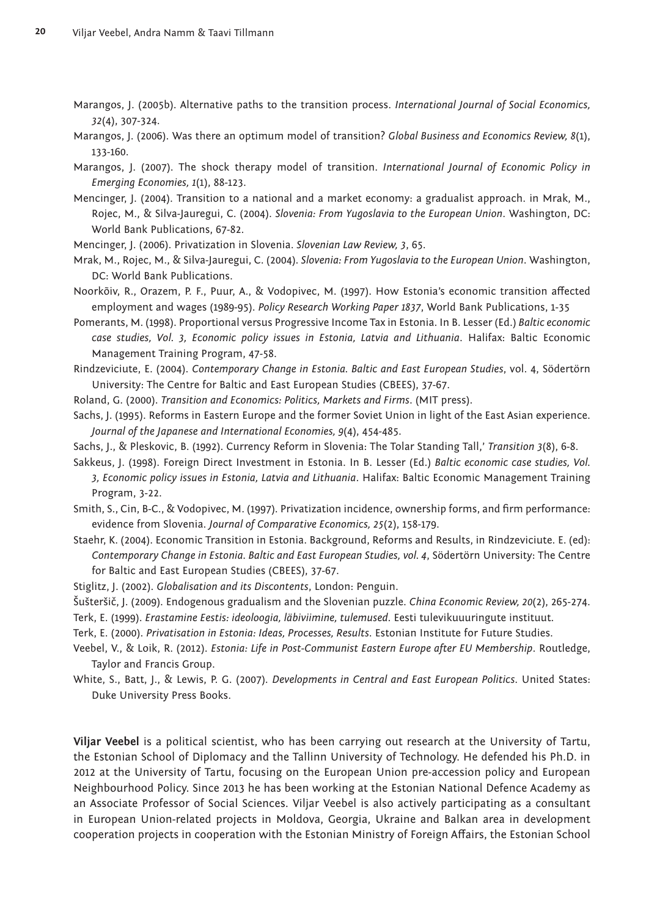Marangos, J. (2005b). Alternative paths to the transition process. *International Journal of Social Economics, 32*(4), 307-324.

Marangos, J. (2006). Was there an optimum model of transition? *Global Business and Economics Review, 8*(1), 133-160.

Marangos, J. (2007). The shock therapy model of transition. *International Journal of Economic Policy in Emerging Economies, 1*(1), 88-123.

Mencinger, J. (2004). Transition to a national and a market economy: a gradualist approach. in Mrak, M., Rojec, M., & Silva-Jauregui, C. (2004). *Slovenia: From Yugoslavia to the European Union*. Washington, DC: World Bank Publications, 67-82.

Mencinger, J. (2006). Privatization in Slovenia. *Slovenian Law Review, 3*, 65.

Mrak, M., Rojec, M., & Silva-Jauregui, C. (2004). *Slovenia: From Yugoslavia to the European Union*. Washington, DC: World Bank Publications.

Noorkõiv, R., Orazem, P. F., Puur, A., & Vodopivec, M. (1997). How Estonia's economic transition affected employment and wages (1989-95). *Policy Research Working Paper 1837*, World Bank Publications, 1-35

Pomerants, M. (1998). Proportional versus Progressive Income Tax in Estonia. In B. Lesser (Ed.) *Baltic economic case studies, Vol. 3, Economic policy issues in Estonia, Latvia and Lithuania*. Halifax: Baltic Economic Management Training Program, 47-58.

Rindzeviciute, E. (2004). *Contemporary Change in Estonia. Baltic and East European Studies*, vol. 4, Södertörn University: The Centre for Baltic and East European Studies (CBEES), 37-67.

Roland, G. (2000). *Transition and Economics: Politics, Markets and Firms*. (MIT press).

Sachs, J. (1995). Reforms in Eastern Europe and the former Soviet Union in light of the East Asian experience. *Journal of the Japanese and International Economies, 9*(4), 454-485.

Sachs, J., & Pleskovic, B. (1992). Currency Reform in Slovenia: The Tolar Standing Tall,' *Transition 3*(8), 6-8.

Sakkeus, J. (1998). Foreign Direct Investment in Estonia. In B. Lesser (Ed.) *Baltic economic case studies, Vol. 3, Economic policy issues in Estonia, Latvia and Lithuania*. Halifax: Baltic Economic Management Training Program, 3-22.

Smith, S., Cin, B-C., & Vodopivec, M. (1997). Privatization incidence, ownership forms, and firm performance: evidence from Slovenia. *Journal of Comparative Economics, 25*(2), 158-179.

Staehr, K. (2004). Economic Transition in Estonia. Background, Reforms and Results, in Rindzeviciute. E. (ed): *Contemporary Change in Estonia. Baltic and East European Studies, vol. 4*, Södertörn University: The Centre for Baltic and East European Studies (CBEES), 37-67.

Stiglitz, J. (2002). *Globalisation and its Discontents*, London: Penguin.

Šušteršič, J. (2009). Endogenous gradualism and the Slovenian puzzle. *China Economic Review, 20*(2), 265-274.

Terk, E. (1999). *Erastamine Eestis: ideoloogia, läbiviimine, tulemused*. Eesti tulevikuuuringute instituut.

Terk, E. (2000). *Privatisation in Estonia: Ideas, Processes, Results*. Estonian Institute for Future Studies.

Veebel, V., & Loik, R. (2012). *Estonia: Life in Post-Communist Eastern Europe after EU Membership*. Routledge, Taylor and Francis Group.

White, S., Batt, J., & Lewis, P. G. (2007). *Developments in Central and East European Politics*. United States: Duke University Press Books.

**Viljar Veebel** is a political scientist, who has been carrying out research at the University of Tartu, the Estonian School of Diplomacy and the Tallinn University of Technology. He defended his Ph.D. in 2012 at the University of Tartu, focusing on the European Union pre-accession policy and European Neighbourhood Policy. Since 2013 he has been working at the Estonian National Defence Academy as an Associate Professor of Social Sciences. Viljar Veebel is also actively participating as a consultant in European Union-related projects in Moldova, Georgia, Ukraine and Balkan area in development cooperation projects in cooperation with the Estonian Ministry of Foreign Affairs, the Estonian School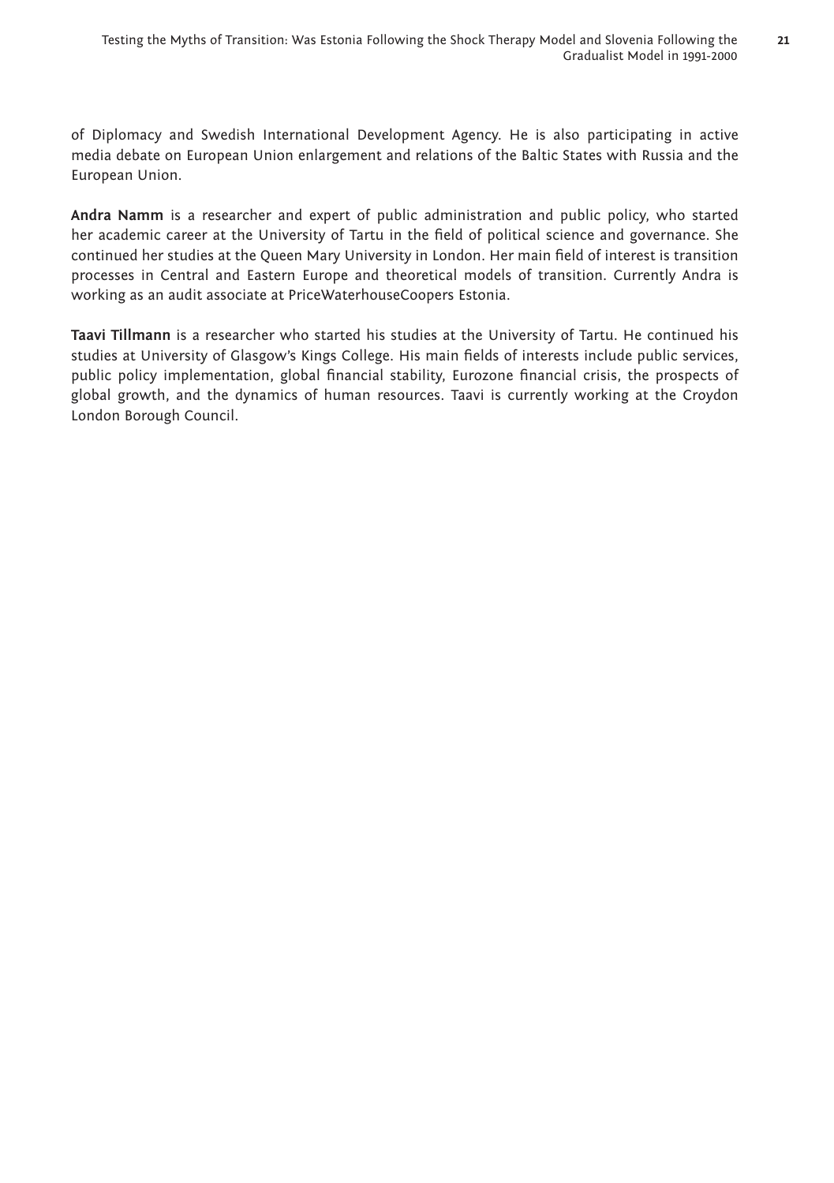of Diplomacy and Swedish International Development Agency. He is also participating in active media debate on European Union enlargement and relations of the Baltic States with Russia and the European Union.

**Andra Namm** is a researcher and expert of public administration and public policy, who started her academic career at the University of Tartu in the field of political science and governance. She continued her studies at the Queen Mary University in London. Her main field of interest is transition processes in Central and Eastern Europe and theoretical models of transition. Currently Andra is working as an audit associate at PriceWaterhouseCoopers Estonia.

**Taavi Tillmann** is a researcher who started his studies at the University of Tartu. He continued his studies at University of Glasgow's Kings College. His main fields of interests include public services, public policy implementation, global financial stability, Eurozone financial crisis, the prospects of global growth, and the dynamics of human resources. Taavi is currently working at the Croydon London Borough Council.